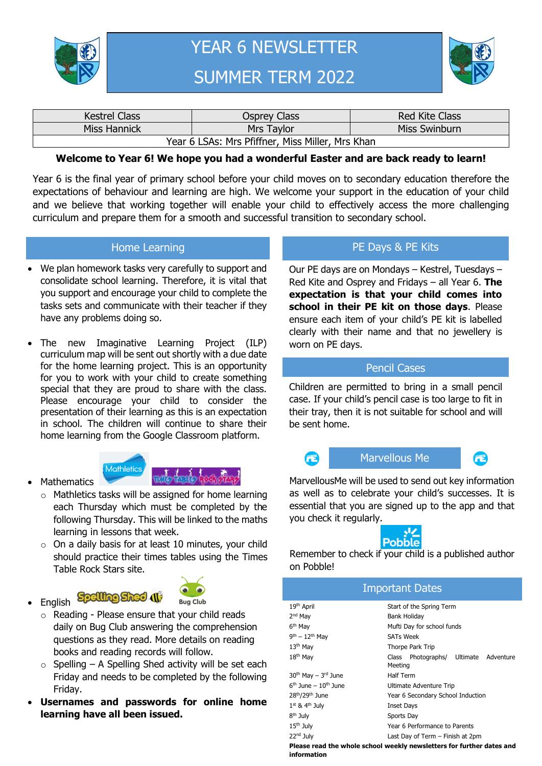# YEAR 6 NEWSLETTER
# SUMMER TERM 2022

| Kestrel Class | Osprey Class | Red Kite Class |
|---|---|---|
| Miss Hannick | Mrs Taylor | Miss Swinburn |
| Year 6 LSAs: Mrs Pfiffner, Miss Miller, Mrs Khan | | |

**Welcome to Year 6! We hope you had a wonderful Easter and are back ready to learn!**

Year 6 is the final year of primary school before your child moves on to secondary education therefore the expectations of behaviour and learning are high. We welcome your support in the education of your child and we believe that working together will enable your child to effectively access the more challenging curriculum and prepare them for a smooth and successful transition to secondary school.

## Home Learning

- We plan homework tasks very carefully to support and consolidate school learning. Therefore, it is vital that you support and encourage your child to complete the tasks sets and communicate with their teacher if they have any problems doing so.
- The new Imaginative Learning Project (ILP) curriculum map will be sent out shortly with a due date for the home learning project. This is an opportunity for you to work with your child to create something special that they are proud to share with the class. Please encourage your child to consider the presentation of their learning as this is an expectation in school. The children will continue to share their home learning from the Google Classroom platform.
- Mathematics
  - Mathletics tasks will be assigned for home learning each Thursday which must be completed by the following Thursday. This will be linked to the maths learning in lessons that week.
  - On a daily basis for at least 10 minutes, your child should practice their times tables using the Times Table Rock Stars site.
- English
  - Reading - Please ensure that your child reads daily on Bug Club answering the comprehension questions as they read. More details on reading books and reading records will follow.
  - Spelling – A Spelling Shed activity will be set each Friday and needs to be completed by the following Friday.
- **Usernames and passwords for online home learning have all been issued.**

## PE Days & PE Kits

Our PE days are on Mondays – Kestrel, Tuesdays – Red Kite and Osprey and Fridays – all Year 6. **The expectation is that your child comes into school in their PE kit on those days**. Please ensure each item of your child's PE kit is labelled clearly with their name and that no jewellery is worn on PE days.

## Pencil Cases

Children are permitted to bring in a small pencil case. If your child's pencil case is too large to fit in their tray, then it is not suitable for school and will be sent home.

## Marvellous Me

MarvellousMe will be used to send out key information as well as to celebrate your child's successes. It is essential that you are signed up to the app and that you check it regularly.

Remember to check if your child is a published author on Pobble!

## Important Dates

| Date | Event |
|---|---|
| 19th April | Start of the Spring Term |
| 2nd May | Bank Holiday |
| 6th May | Mufti Day for school funds |
| 9th – 12th May | SATs Week |
| 13th May | Thorpe Park Trip |
| 18th May | Class Photographs/ Ultimate Adventure Meeting |
| 30th May – 3rd June | Half Term |
| 6th June – 10th June | Ultimate Adventure Trip |
| 28th/29th June | Year 6 Secondary School Induction |
| 1st & 4th July | Inset Days |
| 8th July | Sports Day |
| 15th July | Year 6 Performance to Parents |
| 22nd July | Last Day of Term – Finish at 2pm |

**Please read the whole school weekly newsletters for further dates and information**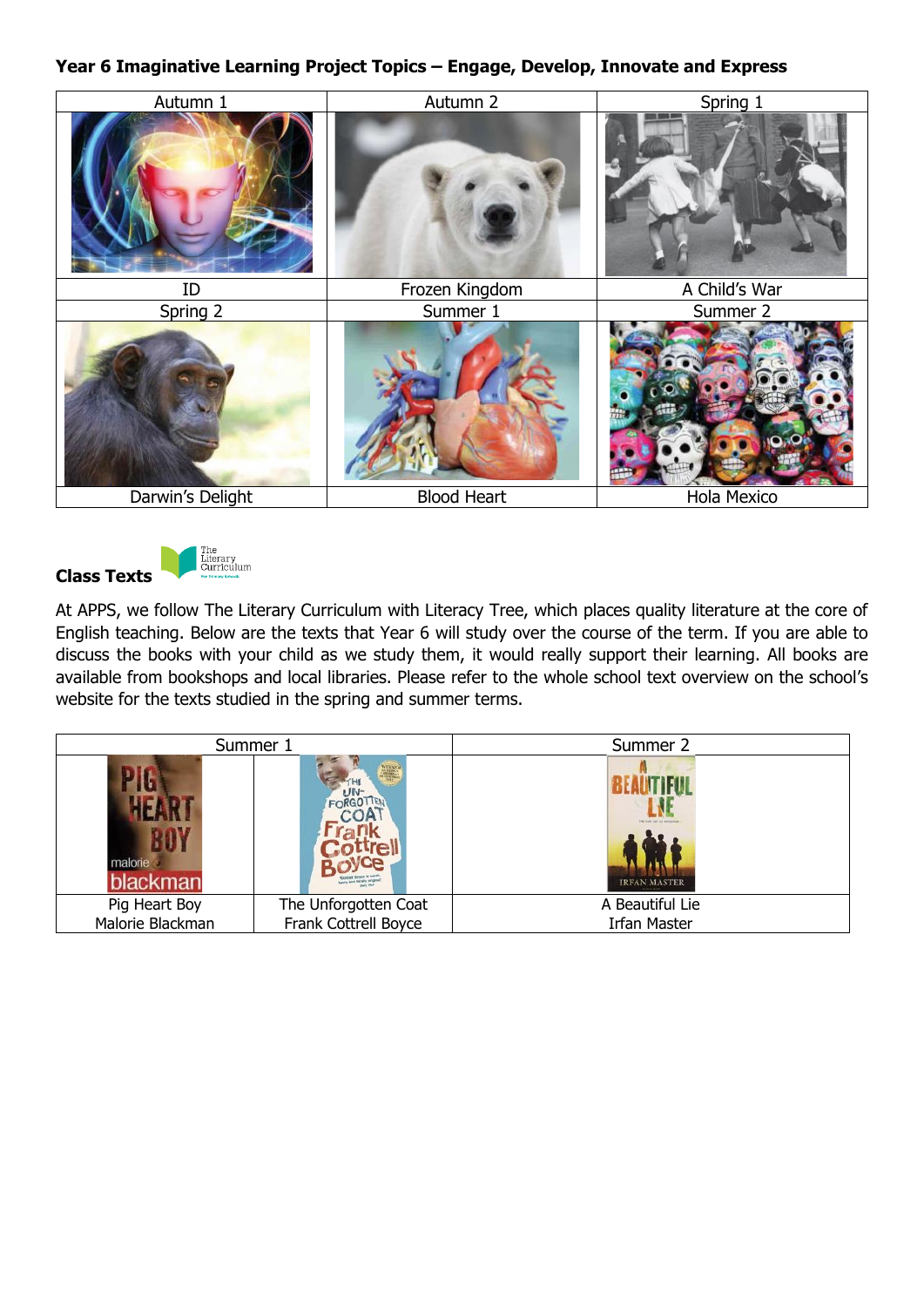**Year 6 Imaginative Learning Project Topics – Engage, Develop, Innovate and Express**

| Autumn 1 | Autumn 2 | Spring 1 |
|---|---|---|
| ID | Frozen Kingdom | A Child's War |
| **Spring 2** | **Summer 1** | **Summer 2** |
| Darwin's Delight | Blood Heart | Hola Mexico |

**Class Texts**

At APPS, we follow The Literary Curriculum with Literacy Tree, which places quality literature at the core of English teaching. Below are the texts that Year 6 will study over the course of the term. If you are able to discuss the books with your child as we study them, it would really support their learning. All books are available from bookshops and local libraries. Please refer to the whole school text overview on the school's website for the texts studied in the spring and summer terms.

| Summer 1 | | Summer 2 |
|---|---|---|
| Pig Heart Boy<br>Malorie Blackman | The Unforgotten Coat<br>Frank Cottrell Boyce | A Beautiful Lie<br>Irfan Master |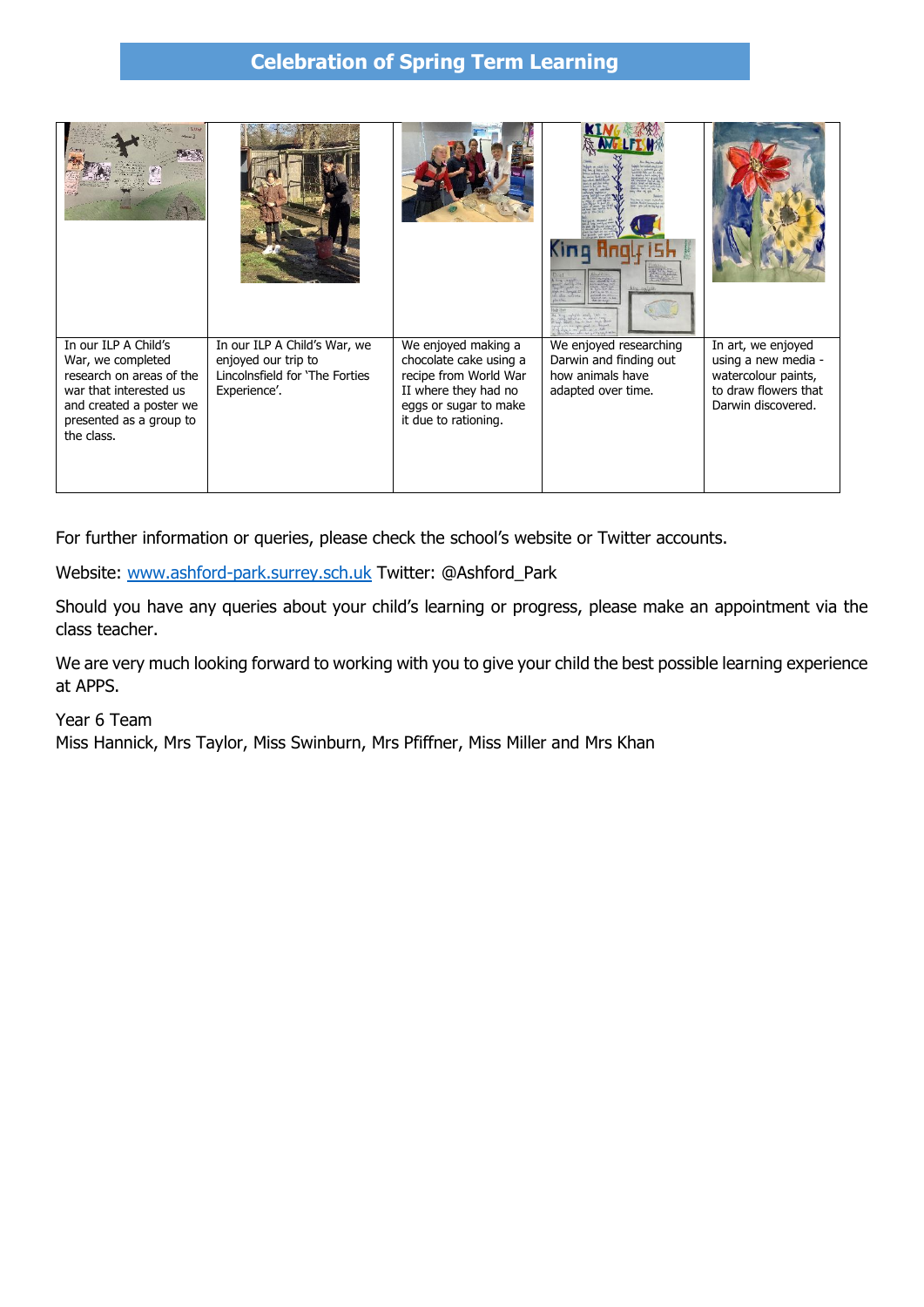## Celebration of Spring Term Learning

| | | | | |
|---|---|---|---|---|
| In our ILP A Child's War, we completed research on areas of the war that interested us and created a poster we presented as a group to the class. | In our ILP A Child's War, we enjoyed our trip to Lincolnsfield for 'The Forties Experience'. | We enjoyed making a chocolate cake using a recipe from World War II where they had no eggs or sugar to make it due to rationing. | We enjoyed researching Darwin and finding out how animals have adapted over time. | In art, we enjoyed using a new media - watercolour paints, to draw flowers that Darwin discovered. |

For further information or queries, please check the school's website or Twitter accounts.

Website: [www.ashford-park.surrey.sch.uk](http://www.ashford-park.surrey.sch.uk) Twitter: @Ashford_Park

Should you have any queries about your child's learning or progress, please make an appointment via the class teacher.

We are very much looking forward to working with you to give your child the best possible learning experience at APPS.

Year 6 Team
Miss Hannick, Mrs Taylor, Miss Swinburn, Mrs Pfiffner, Miss Miller and Mrs Khan